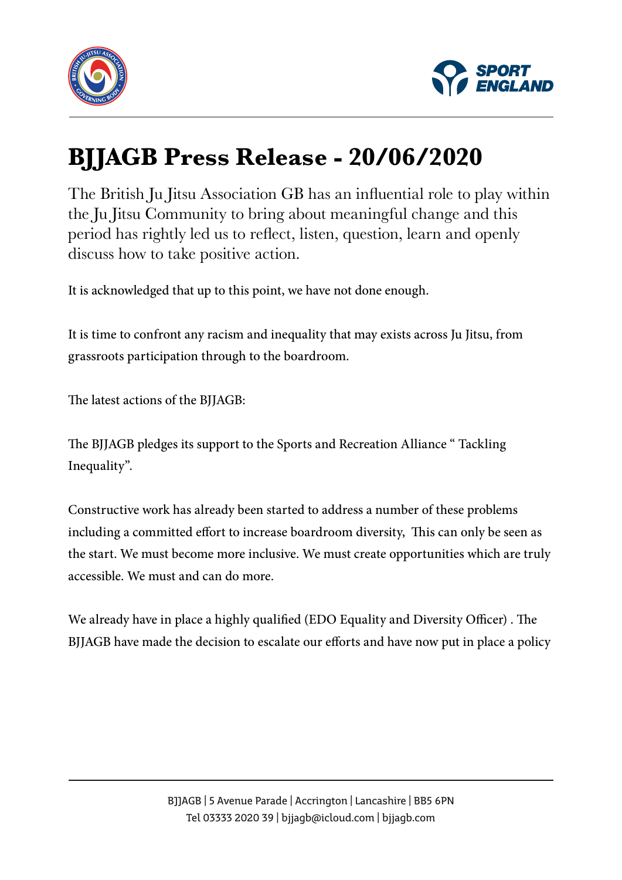# BJJAGB Press Release - 20/06/2020

The British Ju Jitsu Association GB has an influential role to play within the Ju Jitsu Community to bring about meaningful change and this period has rightly led us to reflect, listen, question, learn and openly discuss how to take positive action.

It is acknowledged that up to this point, we have not done enough.

It is time to confront any racism and inequality that may exists across Ju Jitsu, from grassroots participation through to the boardroom.

The latest actions of the BJJAGB:

The BJJAGB pledges its support to the Sports and Recreation Alliance " Tackling Inequality".

Constructive work has already been started to address a number of these problems including a committed effort to increase boardroom diversity,  This can only be seen as the start. We must become more inclusive. We must create opportunities which are truly accessible. We must and can do more.

We already have in place a highly qualified (EDO Equality and Diversity Officer) . The BJJAGB have made the decision to escalate our efforts and have now put in place a policy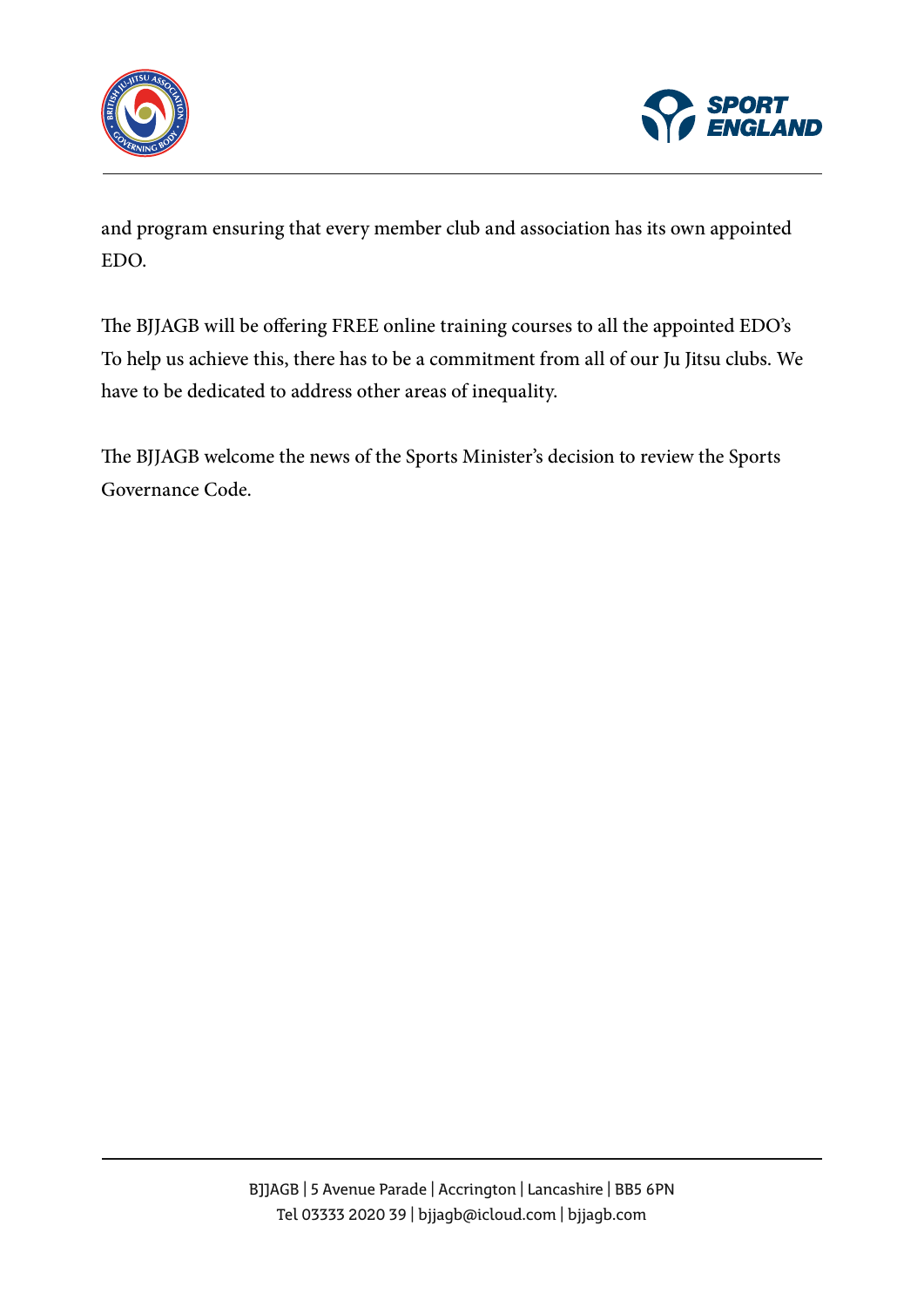and program ensuring that every member club and association has its own appointed EDO.

The BJJAGB will be offering FREE online training courses to all the appointed EDO's To help us achieve this, there has to be a commitment from all of our Ju Jitsu clubs. We have to be dedicated to address other areas of inequality.

The BJJAGB welcome the news of the Sports Minister's decision to review the Sports Governance Code.